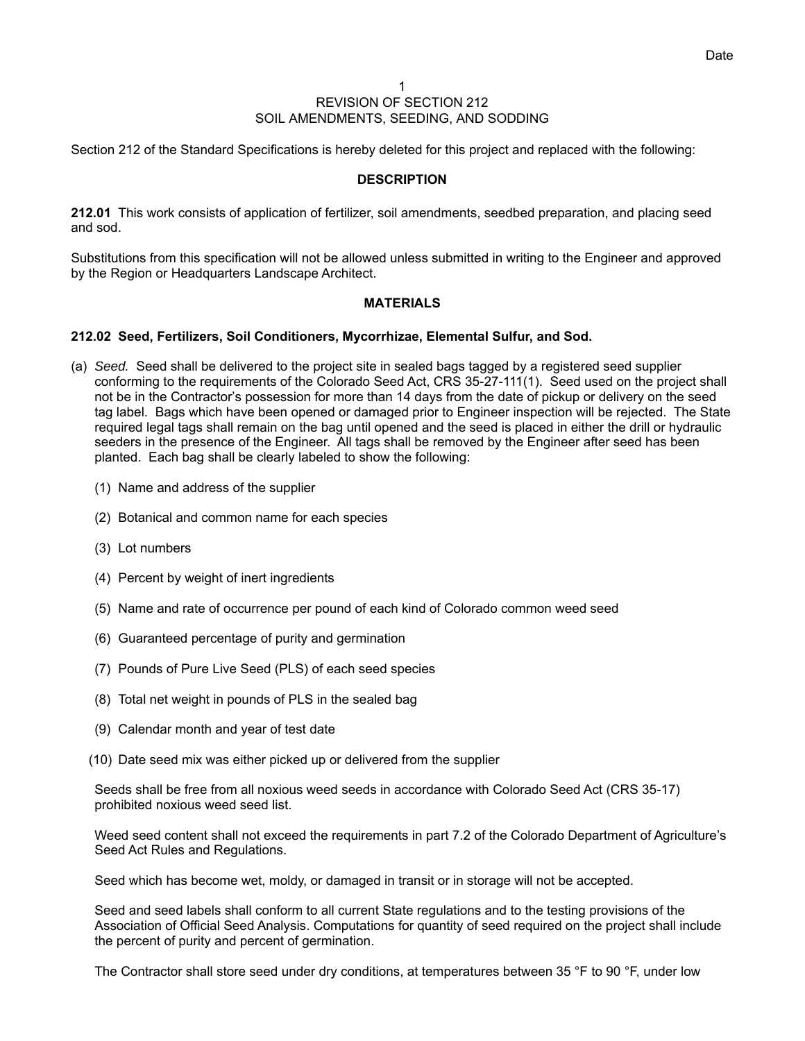# REVISION OF SECTION 212
# SOIL AMENDMENTS, SEEDING, AND SODDING

Section 212 of the Standard Specifications is hereby deleted for this project and replaced with the following:

## DESCRIPTION

**212.01** This work consists of application of fertilizer, soil amendments, seedbed preparation, and placing seed and sod.

Substitutions from this specification will not be allowed unless submitted in writing to the Engineer and approved by the Region or Headquarters Landscape Architect.

## MATERIALS

### 212.02 Seed, Fertilizers, Soil Conditioners, Mycorrhizae, Elemental Sulfur, and Sod.

(a) *Seed.* Seed shall be delivered to the project site in sealed bags tagged by a registered seed supplier conforming to the requirements of the Colorado Seed Act, CRS 35-27-111(1). Seed used on the project shall not be in the Contractor's possession for more than 14 days from the date of pickup or delivery on the seed tag label. Bags which have been opened or damaged prior to Engineer inspection will be rejected. The State required legal tags shall remain on the bag until opened and the seed is placed in either the drill or hydraulic seeders in the presence of the Engineer. All tags shall be removed by the Engineer after seed has been planted. Each bag shall be clearly labeled to show the following:

(1) Name and address of the supplier

(2) Botanical and common name for each species

(3) Lot numbers

(4) Percent by weight of inert ingredients

(5) Name and rate of occurrence per pound of each kind of Colorado common weed seed

(6) Guaranteed percentage of purity and germination

(7) Pounds of Pure Live Seed (PLS) of each seed species

(8) Total net weight in pounds of PLS in the sealed bag

(9) Calendar month and year of test date

(10) Date seed mix was either picked up or delivered from the supplier

Seeds shall be free from all noxious weed seeds in accordance with Colorado Seed Act (CRS 35-17) prohibited noxious weed seed list.

Weed seed content shall not exceed the requirements in part 7.2 of the Colorado Department of Agriculture's Seed Act Rules and Regulations.

Seed which has become wet, moldy, or damaged in transit or in storage will not be accepted.

Seed and seed labels shall conform to all current State regulations and to the testing provisions of the Association of Official Seed Analysis. Computations for quantity of seed required on the project shall include the percent of purity and percent of germination.

The Contractor shall store seed under dry conditions, at temperatures between 35 °F to 90 °F, under low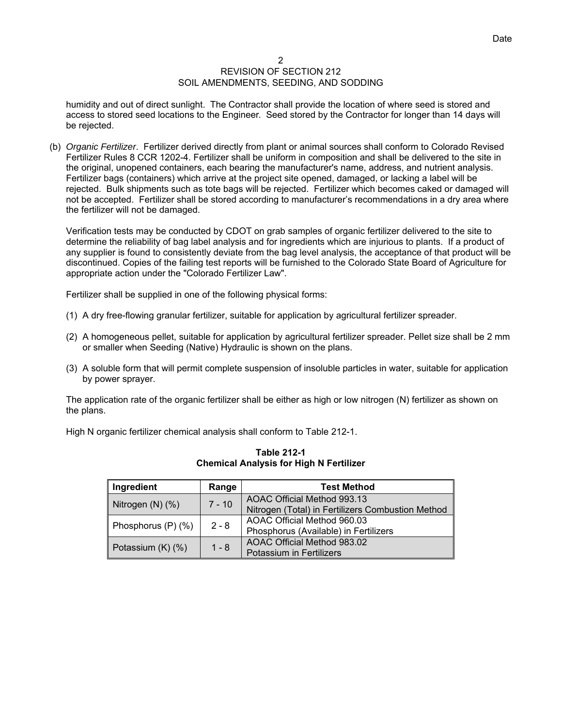humidity and out of direct sunlight. The Contractor shall provide the location of where seed is stored and access to stored seed locations to the Engineer. Seed stored by the Contractor for longer than 14 days will be rejected.

(b) *Organic Fertilizer*. Fertilizer derived directly from plant or animal sources shall conform to Colorado Revised Fertilizer Rules 8 CCR 1202-4. Fertilizer shall be uniform in composition and shall be delivered to the site in the original, unopened containers, each bearing the manufacturer's name, address, and nutrient analysis. Fertilizer bags (containers) which arrive at the project site opened, damaged, or lacking a label will be rejected. Bulk shipments such as tote bags will be rejected. Fertilizer which becomes caked or damaged will not be accepted. Fertilizer shall be stored according to manufacturer's recommendations in a dry area where the fertilizer will not be damaged.

Verification tests may be conducted by CDOT on grab samples of organic fertilizer delivered to the site to determine the reliability of bag label analysis and for ingredients which are injurious to plants. If a product of any supplier is found to consistently deviate from the bag level analysis, the acceptance of that product will be discontinued. Copies of the failing test reports will be furnished to the Colorado State Board of Agriculture for appropriate action under the "Colorado Fertilizer Law".

Fertilizer shall be supplied in one of the following physical forms:

(1) A dry free-flowing granular fertilizer, suitable for application by agricultural fertilizer spreader.

(2) A homogeneous pellet, suitable for application by agricultural fertilizer spreader. Pellet size shall be 2 mm or smaller when Seeding (Native) Hydraulic is shown on the plans.

(3) A soluble form that will permit complete suspension of insoluble particles in water, suitable for application by power sprayer.

The application rate of the organic fertilizer shall be either as high or low nitrogen (N) fertilizer as shown on the plans.

High N organic fertilizer chemical analysis shall conform to Table 212-1.

**Table 212-1**
**Chemical Analysis for High N Fertilizer**

| Ingredient | Range | Test Method |
|---|---|---|
| Nitrogen (N) (%) | 7 - 10 | AOAC Official Method 993.13<br>Nitrogen (Total) in Fertilizers Combustion Method |
| Phosphorus (P) (%) | 2 - 8 | AOAC Official Method 960.03<br>Phosphorus (Available) in Fertilizers |
| Potassium (K) (%) | 1 - 8 | AOAC Official Method 983.02<br>Potassium in Fertilizers |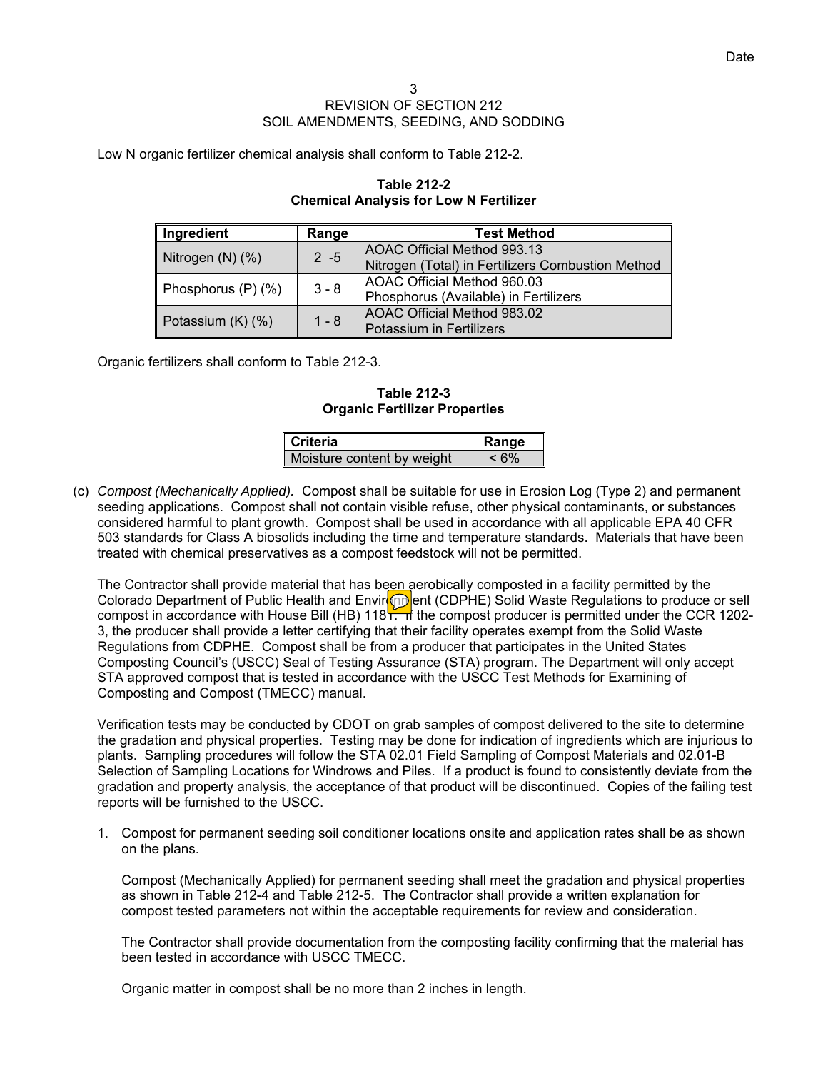REVISION OF SECTION 212
SOIL AMENDMENTS, SEEDING, AND SODDING

Low N organic fertilizer chemical analysis shall conform to Table 212-2.

**Table 212-2**
**Chemical Analysis for Low N Fertilizer**

| Ingredient | Range | Test Method |
|---|---|---|
| Nitrogen (N) (%) | 2 -5 | AOAC Official Method 993.13<br>Nitrogen (Total) in Fertilizers Combustion Method |
| Phosphorus (P) (%) | 3 - 8 | AOAC Official Method 960.03<br>Phosphorus (Available) in Fertilizers |
| Potassium (K) (%) | 1 - 8 | AOAC Official Method 983.02<br>Potassium in Fertilizers |

Organic fertilizers shall conform to Table 212-3.

**Table 212-3**
**Organic Fertilizer Properties**

| Criteria | Range |
|---|---|
| Moisture content by weight | < 6% |

(c) *Compost (Mechanically Applied).* Compost shall be suitable for use in Erosion Log (Type 2) and permanent seeding applications. Compost shall not contain visible refuse, other physical contaminants, or substances considered harmful to plant growth. Compost shall be used in accordance with all applicable EPA 40 CFR 503 standards for Class A biosolids including the time and temperature standards. Materials that have been treated with chemical preservatives as a compost feedstock will not be permitted.

The Contractor shall provide material that has been aerobically composted in a facility permitted by the Colorado Department of Public Health and Environment (CDPHE) Solid Waste Regulations to produce or sell compost in accordance with House Bill (HB) 1181. If the compost producer is permitted under the CCR 1202-3, the producer shall provide a letter certifying that their facility operates exempt from the Solid Waste Regulations from CDPHE. Compost shall be from a producer that participates in the United States Composting Council's (USCC) Seal of Testing Assurance (STA) program. The Department will only accept STA approved compost that is tested in accordance with the USCC Test Methods for Examining of Composting and Compost (TMECC) manual.

Verification tests may be conducted by CDOT on grab samples of compost delivered to the site to determine the gradation and physical properties. Testing may be done for indication of ingredients which are injurious to plants. Sampling procedures will follow the STA 02.01 Field Sampling of Compost Materials and 02.01-B Selection of Sampling Locations for Windrows and Piles. If a product is found to consistently deviate from the gradation and property analysis, the acceptance of that product will be discontinued. Copies of the failing test reports will be furnished to the USCC.

1. Compost for permanent seeding soil conditioner locations onsite and application rates shall be as shown on the plans.

   Compost (Mechanically Applied) for permanent seeding shall meet the gradation and physical properties as shown in Table 212-4 and Table 212-5. The Contractor shall provide a written explanation for compost tested parameters not within the acceptable requirements for review and consideration.

   The Contractor shall provide documentation from the composting facility confirming that the material has been tested in accordance with USCC TMECC.

   Organic matter in compost shall be no more than 2 inches in length.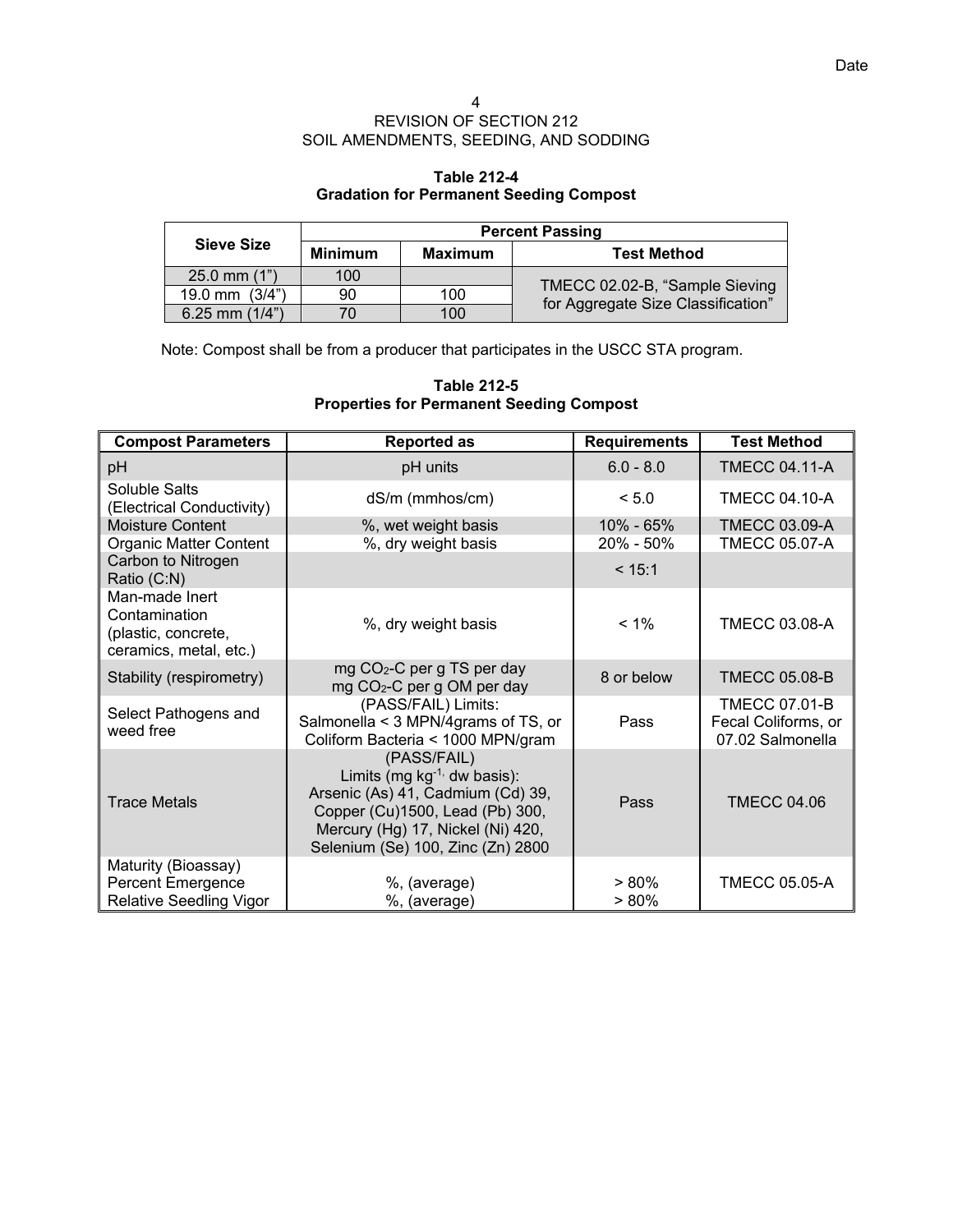# REVISION OF SECTION 212
## SOIL AMENDMENTS, SEEDING, AND SODDING

**Table 212-4**
**Gradation for Permanent Seeding Compost**

| Sieve Size | Percent Passing | | |
|---|---|---|---|
| | **Minimum** | **Maximum** | **Test Method** |
| 25.0 mm (1") | 100 | | TMECC 02.02-B, "Sample Sieving for Aggregate Size Classification" |
| 19.0 mm (3/4") | 90 | 100 | |
| 6.25 mm (1/4") | 70 | 100 | |

Note: Compost shall be from a producer that participates in the USCC STA program.

**Table 212-5**
**Properties for Permanent Seeding Compost**

| Compost Parameters | Reported as | Requirements | Test Method |
|---|---|---|---|
| pH | pH units | 6.0 - 8.0 | TMECC 04.11-A |
| Soluble Salts (Electrical Conductivity) | dS/m (mmhos/cm) | < 5.0 | TMECC 04.10-A |
| Moisture Content | %, wet weight basis | 10% - 65% | TMECC 03.09-A |
| Organic Matter Content | %, dry weight basis | 20% - 50% | TMECC 05.07-A |
| Carbon to Nitrogen Ratio (C:N) | | < 15:1 | |
| Man-made Inert Contamination (plastic, concrete, ceramics, metal, etc.) | %, dry weight basis | < 1% | TMECC 03.08-A |
| Stability (respirometry) | mg $CO_2$-C per g TS per day<br>mg $CO_2$-C per g OM per day | 8 or below | TMECC 05.08-B |
| Select Pathogens and weed free | (PASS/FAIL) Limits:<br>Salmonella < 3 MPN/4grams of TS, or Coliform Bacteria < 1000 MPN/gram | Pass | TMECC 07.01-B Fecal Coliforms, or 07.02 Salmonella |
| Trace Metals | (PASS/FAIL)<br>Limits (mg $kg^{-1}$, dw basis):<br>Arsenic (As) 41, Cadmium (Cd) 39, Copper (Cu)1500, Lead (Pb) 300, Mercury (Hg) 17, Nickel (Ni) 420, Selenium (Se) 100, Zinc (Zn) 2800 | Pass | TMECC 04.06 |
| Maturity (Bioassay)<br>Percent Emergence<br>Relative Seedling Vigor | <br>%, (average)<br>%, (average) | <br>> 80%<br>> 80% | TMECC 05.05-A |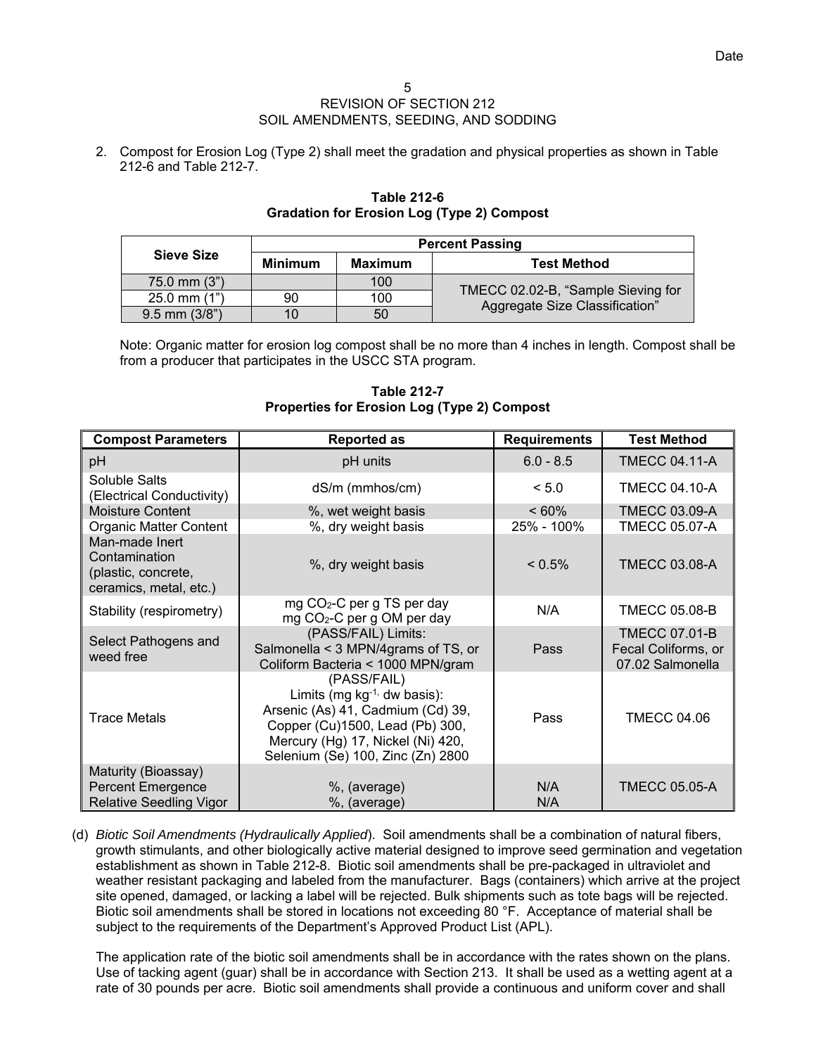2. Compost for Erosion Log (Type 2) shall meet the gradation and physical properties as shown in Table 212-6 and Table 212-7.

**Table 212-6**
**Gradation for Erosion Log (Type 2) Compost**

| Sieve Size | Percent Passing | | |
|---|---|---|---|
| | Minimum | Maximum | Test Method |
| 75.0 mm (3") | | 100 | TMECC 02.02-B, "Sample Sieving for Aggregate Size Classification" |
| 25.0 mm (1") | 90 | 100 | |
| 9.5 mm (3/8") | 10 | 50 | |

Note: Organic matter for erosion log compost shall be no more than 4 inches in length. Compost shall be from a producer that participates in the USCC STA program.

**Table 212-7**
**Properties for Erosion Log (Type 2) Compost**

| Compost Parameters | Reported as | Requirements | Test Method |
|---|---|---|---|
| pH | pH units | 6.0 - 8.5 | TMECC 04.11-A |
| Soluble Salts (Electrical Conductivity) | dS/m (mmhos/cm) | < 5.0 | TMECC 04.10-A |
| Moisture Content | %, wet weight basis | < 60% | TMECC 03.09-A |
| Organic Matter Content | %, dry weight basis | 25% - 100% | TMECC 05.07-A |
| Man-made Inert Contamination (plastic, concrete, ceramics, metal, etc.) | %, dry weight basis | < 0.5% | TMECC 03.08-A |
| Stability (respirometry) | mg $CO_2$-C per g TS per day<br>mg $CO_2$-C per g OM per day | N/A | TMECC 05.08-B |
| Select Pathogens and weed free | (PASS/FAIL) Limits:<br>Salmonella < 3 MPN/4grams of TS, or<br>Coliform Bacteria < 1000 MPN/gram | Pass | TMECC 07.01-B Fecal Coliforms, or 07.02 Salmonella |
| Trace Metals | (PASS/FAIL)<br>Limits (mg $kg^{-1}$, dw basis):<br>Arsenic (As) 41, Cadmium (Cd) 39, Copper (Cu)1500, Lead (Pb) 300, Mercury (Hg) 17, Nickel (Ni) 420, Selenium (Se) 100, Zinc (Zn) 2800 | Pass | TMECC 04.06 |
| Maturity (Bioassay)<br>Percent Emergence<br>Relative Seedling Vigor | <br>%, (average)<br>%, (average) | <br>N/A<br>N/A | TMECC 05.05-A |

(d) *Biotic Soil Amendments (Hydraulically Applied)*. Soil amendments shall be a combination of natural fibers, growth stimulants, and other biologically active material designed to improve seed germination and vegetation establishment as shown in Table 212-8. Biotic soil amendments shall be pre-packaged in ultraviolet and weather resistant packaging and labeled from the manufacturer. Bags (containers) which arrive at the project site opened, damaged, or lacking a label will be rejected. Bulk shipments such as tote bags will be rejected. Biotic soil amendments shall be stored in locations not exceeding 80 °F. Acceptance of material shall be subject to the requirements of the Department's Approved Product List (APL).

The application rate of the biotic soil amendments shall be in accordance with the rates shown on the plans. Use of tacking agent (guar) shall be in accordance with Section 213. It shall be used as a wetting agent at a rate of 30 pounds per acre. Biotic soil amendments shall provide a continuous and uniform cover and shall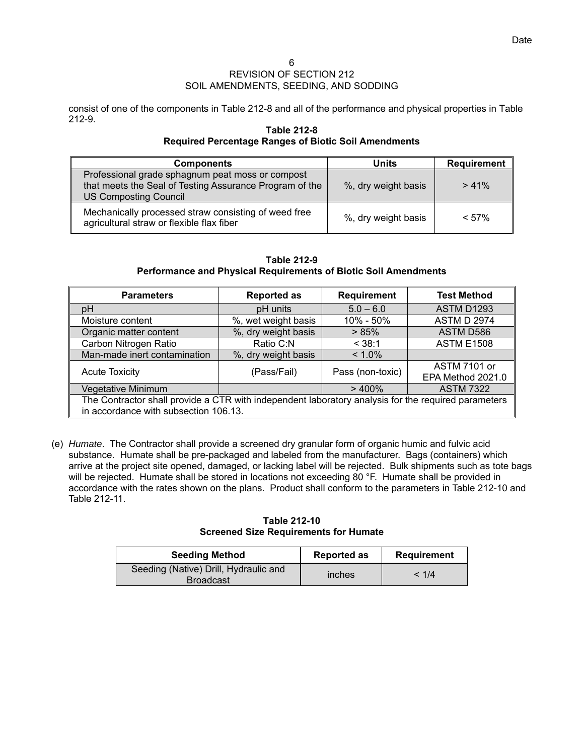consist of one of the components in Table 212-8 and all of the performance and physical properties in Table 212-9.

**Table 212-8**
**Required Percentage Ranges of Biotic Soil Amendments**

| Components | Units | Requirement |
|---|---|---|
| Professional grade sphagnum peat moss or compost that meets the Seal of Testing Assurance Program of the US Composting Council | %, dry weight basis | > 41% |
| Mechanically processed straw consisting of weed free agricultural straw or flexible flax fiber | %, dry weight basis | < 57% |

**Table 212-9**
**Performance and Physical Requirements of Biotic Soil Amendments**

| Parameters | Reported as | Requirement | Test Method |
|---|---|---|---|
| pH | pH units | 5.0 – 6.0 | ASTM D1293 |
| Moisture content | %, wet weight basis | 10% - 50% | ASTM D 2974 |
| Organic matter content | %, dry weight basis | > 85% | ASTM D586 |
| Carbon Nitrogen Ratio | Ratio C:N | < 38:1 | ASTM E1508 |
| Man-made inert contamination | %, dry weight basis | < 1.0% | |
| Acute Toxicity | (Pass/Fail) | Pass (non-toxic) | ASTM 7101 or EPA Method 2021.0 |
| Vegetative Minimum | | > 400% | ASTM 7322 |
| The Contractor shall provide a CTR with independent laboratory analysis for the required parameters in accordance with subsection 106.13. | | | |

(e) *Humate*. The Contractor shall provide a screened dry granular form of organic humic and fulvic acid substance. Humate shall be pre-packaged and labeled from the manufacturer. Bags (containers) which arrive at the project site opened, damaged, or lacking label will be rejected. Bulk shipments such as tote bags will be rejected. Humate shall be stored in locations not exceeding 80 °F. Humate shall be provided in accordance with the rates shown on the plans. Product shall conform to the parameters in Table 212-10 and Table 212-11.

**Table 212-10**
**Screened Size Requirements for Humate**

| Seeding Method | Reported as | Requirement |
|---|---|---|
| Seeding (Native) Drill, Hydraulic and Broadcast | inches | < 1/4 |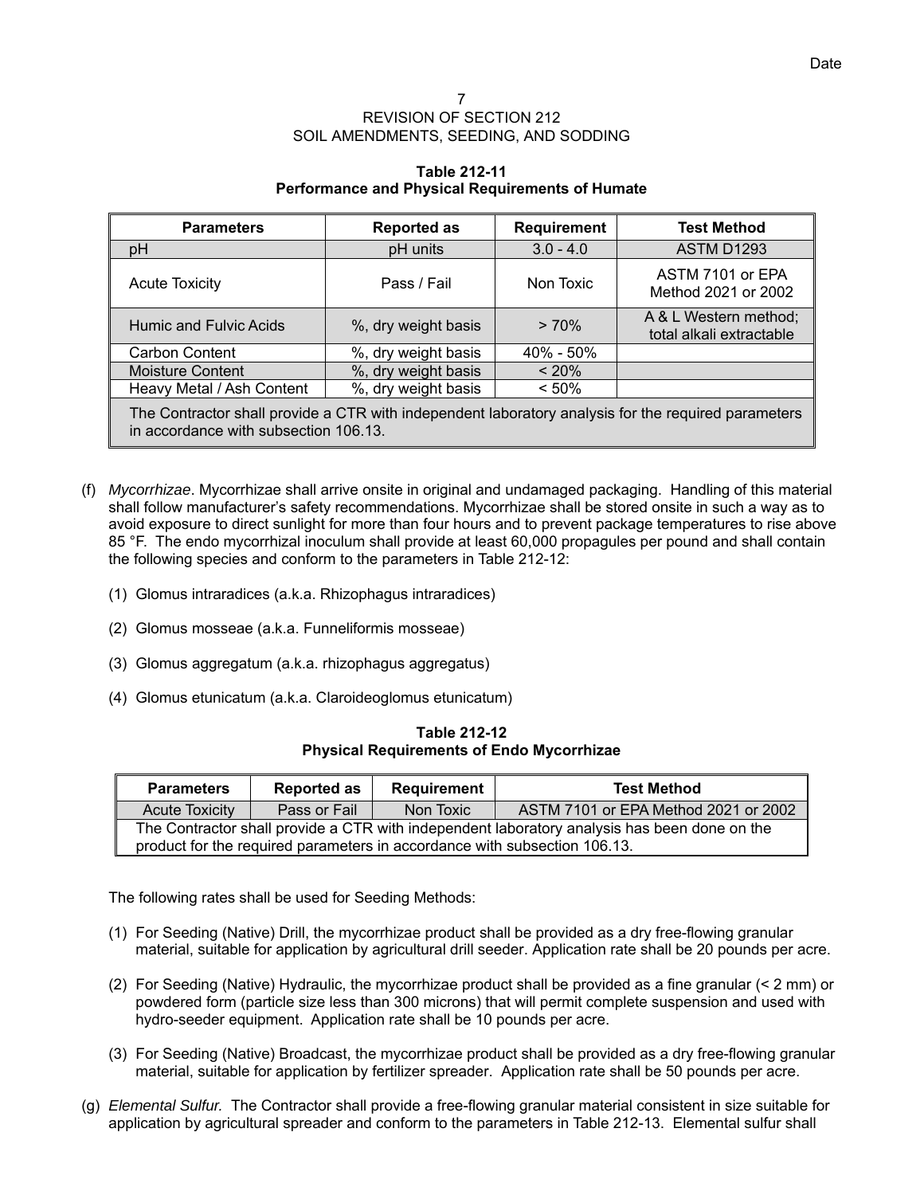REVISION OF SECTION 212
SOIL AMENDMENTS, SEEDING, AND SODDING

**Table 212-11**
**Performance and Physical Requirements of Humate**

| Parameters | Reported as | Requirement | Test Method |
|---|---|---|---|
| pH | pH units | 3.0 - 4.0 | ASTM D1293 |
| Acute Toxicity | Pass / Fail | Non Toxic | ASTM 7101 or EPA Method 2021 or 2002 |
| Humic and Fulvic Acids | %, dry weight basis | > 70% | A & L Western method; total alkali extractable |
| Carbon Content | %, dry weight basis | 40% - 50% | |
| Moisture Content | %, dry weight basis | < 20% | |
| Heavy Metal / Ash Content | %, dry weight basis | < 50% | |
| The Contractor shall provide a CTR with independent laboratory analysis for the required parameters in accordance with subsection 106.13. | | | |

(f) *Mycorrhizae*. Mycorrhizae shall arrive onsite in original and undamaged packaging. Handling of this material shall follow manufacturer's safety recommendations. Mycorrhizae shall be stored onsite in such a way as to avoid exposure to direct sunlight for more than four hours and to prevent package temperatures to rise above 85 °F. The endo mycorrhizal inoculum shall provide at least 60,000 propagules per pound and shall contain the following species and conform to the parameters in Table 212-12:

(1) Glomus intraradices (a.k.a. Rhizophagus intraradices)

(2) Glomus mosseae (a.k.a. Funneliformis mosseae)

(3) Glomus aggregatum (a.k.a. rhizophagus aggregatus)

(4) Glomus etunicatum (a.k.a. Claroideoglomus etunicatum)

**Table 212-12**
**Physical Requirements of Endo Mycorrhizae**

| Parameters | Reported as | Requirement | Test Method |
|---|---|---|---|
| Acute Toxicity | Pass or Fail | Non Toxic | ASTM 7101 or EPA Method 2021 or 2002 |
| The Contractor shall provide a CTR with independent laboratory analysis has been done on the product for the required parameters in accordance with subsection 106.13. | | | |

The following rates shall be used for Seeding Methods:

(1) For Seeding (Native) Drill, the mycorrhizae product shall be provided as a dry free-flowing granular material, suitable for application by agricultural drill seeder. Application rate shall be 20 pounds per acre.

(2) For Seeding (Native) Hydraulic, the mycorrhizae product shall be provided as a fine granular (< 2 mm) or powdered form (particle size less than 300 microns) that will permit complete suspension and used with hydro-seeder equipment. Application rate shall be 10 pounds per acre.

(3) For Seeding (Native) Broadcast, the mycorrhizae product shall be provided as a dry free-flowing granular material, suitable for application by fertilizer spreader. Application rate shall be 50 pounds per acre.

(g) *Elemental Sulfur.* The Contractor shall provide a free-flowing granular material consistent in size suitable for application by agricultural spreader and conform to the parameters in Table 212-13. Elemental sulfur shall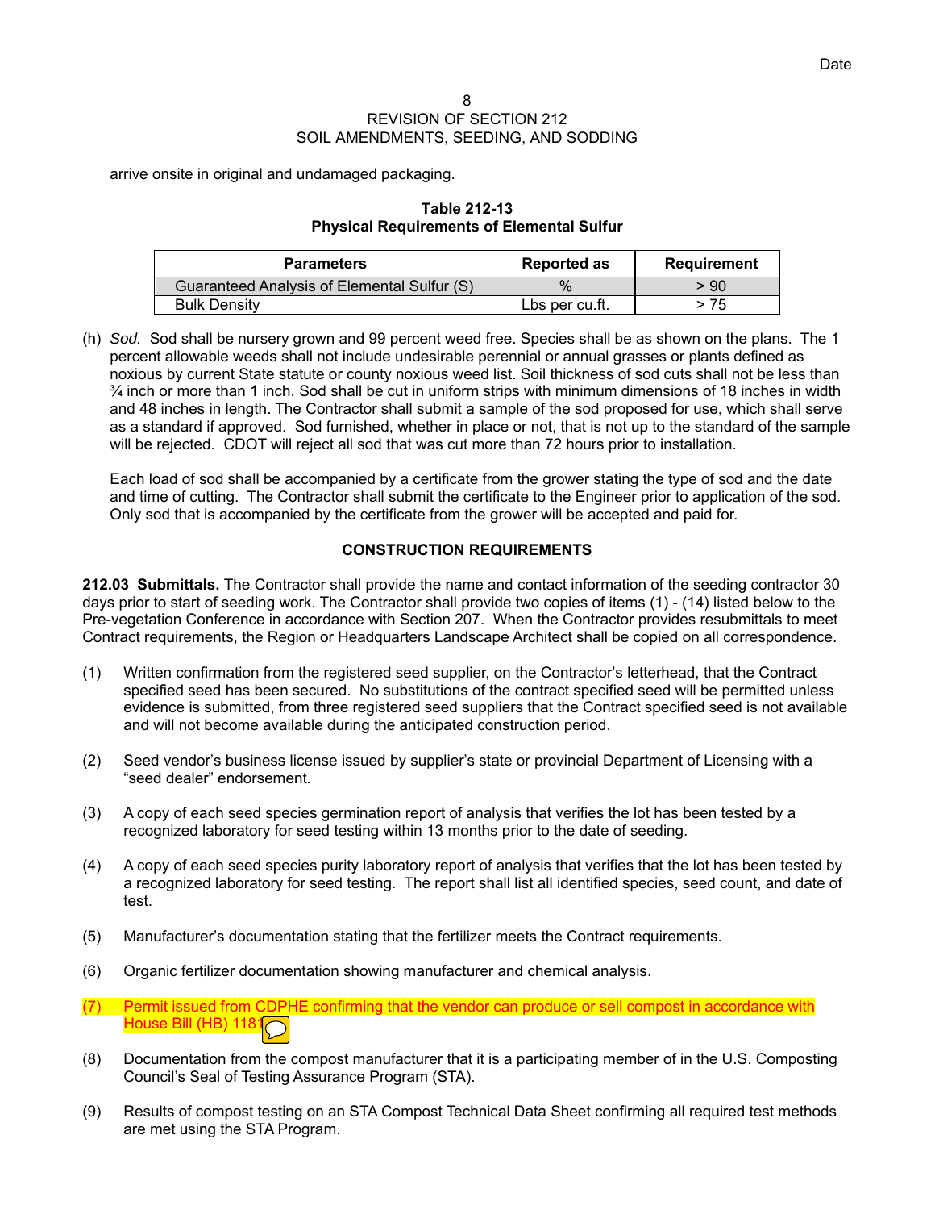arrive onsite in original and undamaged packaging.

**Table 212-13**
**Physical Requirements of Elemental Sulfur**

| Parameters | Reported as | Requirement |
|---|---|---|
| Guaranteed Analysis of Elemental Sulfur (S) | % | > 90 |
| Bulk Density | Lbs per cu.ft. | > 75 |

(h) *Sod.* Sod shall be nursery grown and 99 percent weed free. Species shall be as shown on the plans. The 1 percent allowable weeds shall not include undesirable perennial or annual grasses or plants defined as noxious by current State statute or county noxious weed list. Soil thickness of sod cuts shall not be less than ¾ inch or more than 1 inch. Sod shall be cut in uniform strips with minimum dimensions of 18 inches in width and 48 inches in length. The Contractor shall submit a sample of the sod proposed for use, which shall serve as a standard if approved. Sod furnished, whether in place or not, that is not up to the standard of the sample will be rejected. CDOT will reject all sod that was cut more than 72 hours prior to installation.

Each load of sod shall be accompanied by a certificate from the grower stating the type of sod and the date and time of cutting. The Contractor shall submit the certificate to the Engineer prior to application of the sod. Only sod that is accompanied by the certificate from the grower will be accepted and paid for.

## CONSTRUCTION REQUIREMENTS

**212.03 Submittals.** The Contractor shall provide the name and contact information of the seeding contractor 30 days prior to start of seeding work. The Contractor shall provide two copies of items (1) - (14) listed below to the Pre-vegetation Conference in accordance with Section 207. When the Contractor provides resubmittals to meet Contract requirements, the Region or Headquarters Landscape Architect shall be copied on all correspondence.

(1) Written confirmation from the registered seed supplier, on the Contractor's letterhead, that the Contract specified seed has been secured. No substitutions of the contract specified seed will be permitted unless evidence is submitted, from three registered seed suppliers that the Contract specified seed is not available and will not become available during the anticipated construction period.

(2) Seed vendor's business license issued by supplier's state or provincial Department of Licensing with a "seed dealer" endorsement.

(3) A copy of each seed species germination report of analysis that verifies the lot has been tested by a recognized laboratory for seed testing within 13 months prior to the date of seeding.

(4) A copy of each seed species purity laboratory report of analysis that verifies that the lot has been tested by a recognized laboratory for seed testing. The report shall list all identified species, seed count, and date of test.

(5) Manufacturer's documentation stating that the fertilizer meets the Contract requirements.

(6) Organic fertilizer documentation showing manufacturer and chemical analysis.

(7) Permit issued from CDPHE confirming that the vendor can produce or sell compost in accordance with House Bill (HB) 1181

(8) Documentation from the compost manufacturer that it is a participating member of in the U.S. Composting Council's Seal of Testing Assurance Program (STA).

(9) Results of compost testing on an STA Compost Technical Data Sheet confirming all required test methods are met using the STA Program.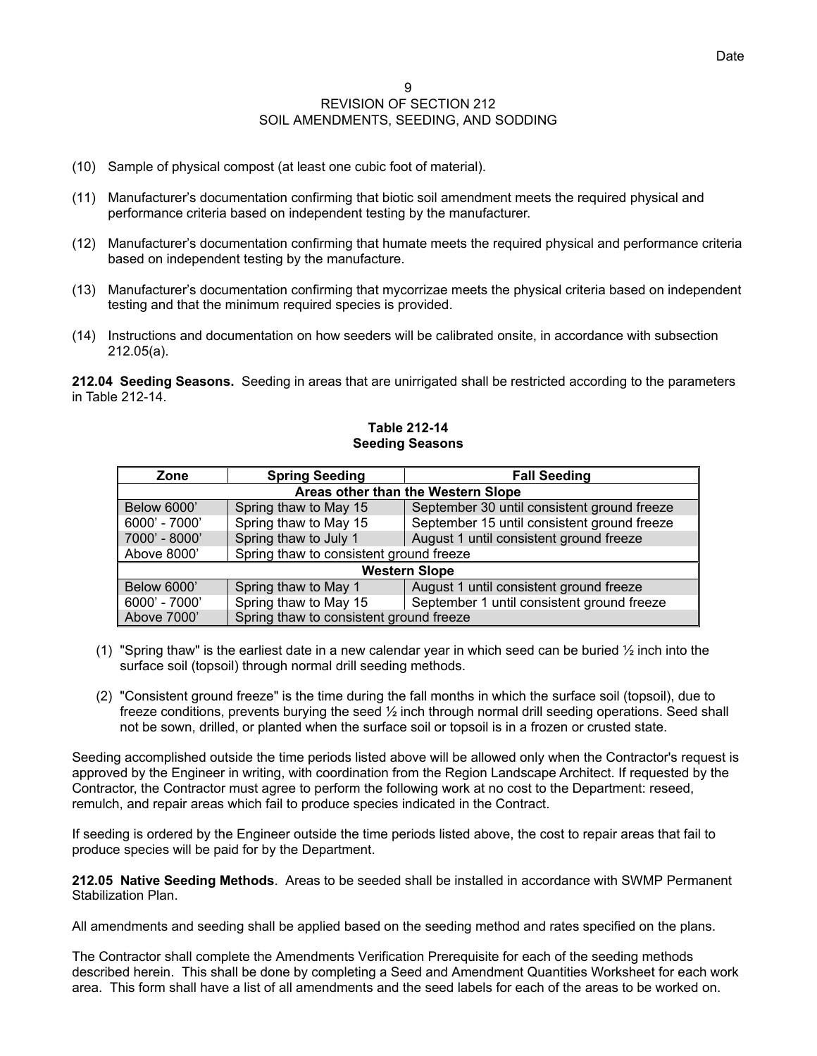(10) Sample of physical compost (at least one cubic foot of material).

(11) Manufacturer's documentation confirming that biotic soil amendment meets the required physical and performance criteria based on independent testing by the manufacturer.

(12) Manufacturer's documentation confirming that humate meets the required physical and performance criteria based on independent testing by the manufacture.

(13) Manufacturer's documentation confirming that mycorrizae meets the physical criteria based on independent testing and that the minimum required species is provided.

(14) Instructions and documentation on how seeders will be calibrated onsite, in accordance with subsection 212.05(a).

**212.04 Seeding Seasons.** Seeding in areas that are unirrigated shall be restricted according to the parameters in Table 212-14.

**Table 212-14**
**Seeding Seasons**

| Zone | Spring Seeding | Fall Seeding |
|---|---|---|
| **Areas other than the Western Slope** | | |
| Below 6000' | Spring thaw to May 15 | September 30 until consistent ground freeze |
| 6000' - 7000' | Spring thaw to May 15 | September 15 until consistent ground freeze |
| 7000' - 8000' | Spring thaw to July 1 | August 1 until consistent ground freeze |
| Above 8000' | Spring thaw to consistent ground freeze | |
| **Western Slope** | | |
| Below 6000' | Spring thaw to May 1 | August 1 until consistent ground freeze |
| 6000' - 7000' | Spring thaw to May 15 | September 1 until consistent ground freeze |
| Above 7000' | Spring thaw to consistent ground freeze | |

(1) "Spring thaw" is the earliest date in a new calendar year in which seed can be buried ½ inch into the surface soil (topsoil) through normal drill seeding methods.

(2) "Consistent ground freeze" is the time during the fall months in which the surface soil (topsoil), due to freeze conditions, prevents burying the seed ½ inch through normal drill seeding operations. Seed shall not be sown, drilled, or planted when the surface soil or topsoil is in a frozen or crusted state.

Seeding accomplished outside the time periods listed above will be allowed only when the Contractor's request is approved by the Engineer in writing, with coordination from the Region Landscape Architect. If requested by the Contractor, the Contractor must agree to perform the following work at no cost to the Department: reseed, remulch, and repair areas which fail to produce species indicated in the Contract.

If seeding is ordered by the Engineer outside the time periods listed above, the cost to repair areas that fail to produce species will be paid for by the Department.

**212.05 Native Seeding Methods**. Areas to be seeded shall be installed in accordance with SWMP Permanent Stabilization Plan.

All amendments and seeding shall be applied based on the seeding method and rates specified on the plans.

The Contractor shall complete the Amendments Verification Prerequisite for each of the seeding methods described herein. This shall be done by completing a Seed and Amendment Quantities Worksheet for each work area. This form shall have a list of all amendments and the seed labels for each of the areas to be worked on.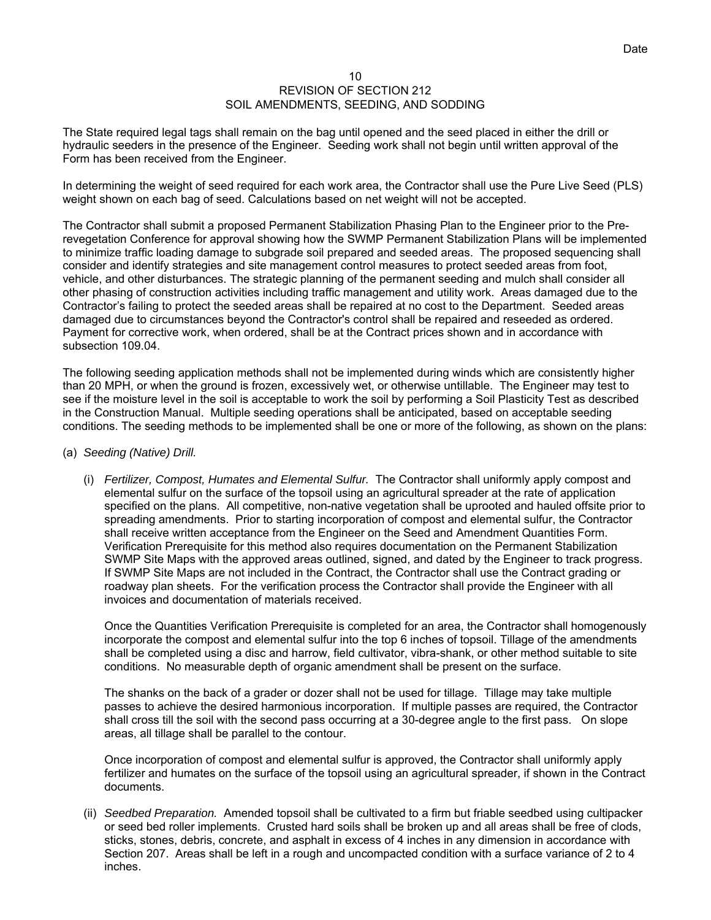The State required legal tags shall remain on the bag until opened and the seed placed in either the drill or hydraulic seeders in the presence of the Engineer. Seeding work shall not begin until written approval of the Form has been received from the Engineer.

In determining the weight of seed required for each work area, the Contractor shall use the Pure Live Seed (PLS) weight shown on each bag of seed. Calculations based on net weight will not be accepted.

The Contractor shall submit a proposed Permanent Stabilization Phasing Plan to the Engineer prior to the Pre-revegetation Conference for approval showing how the SWMP Permanent Stabilization Plans will be implemented to minimize traffic loading damage to subgrade soil prepared and seeded areas. The proposed sequencing shall consider and identify strategies and site management control measures to protect seeded areas from foot, vehicle, and other disturbances. The strategic planning of the permanent seeding and mulch shall consider all other phasing of construction activities including traffic management and utility work. Areas damaged due to the Contractor's failing to protect the seeded areas shall be repaired at no cost to the Department. Seeded areas damaged due to circumstances beyond the Contractor's control shall be repaired and reseeded as ordered. Payment for corrective work, when ordered, shall be at the Contract prices shown and in accordance with subsection 109.04.

The following seeding application methods shall not be implemented during winds which are consistently higher than 20 MPH, or when the ground is frozen, excessively wet, or otherwise untillable. The Engineer may test to see if the moisture level in the soil is acceptable to work the soil by performing a Soil Plasticity Test as described in the Construction Manual. Multiple seeding operations shall be anticipated, based on acceptable seeding conditions. The seeding methods to be implemented shall be one or more of the following, as shown on the plans:

(a) *Seeding (Native) Drill.*

(i) *Fertilizer, Compost, Humates and Elemental Sulfur.* The Contractor shall uniformly apply compost and elemental sulfur on the surface of the topsoil using an agricultural spreader at the rate of application specified on the plans. All competitive, non-native vegetation shall be uprooted and hauled offsite prior to spreading amendments. Prior to starting incorporation of compost and elemental sulfur, the Contractor shall receive written acceptance from the Engineer on the Seed and Amendment Quantities Form. Verification Prerequisite for this method also requires documentation on the Permanent Stabilization SWMP Site Maps with the approved areas outlined, signed, and dated by the Engineer to track progress. If SWMP Site Maps are not included in the Contract, the Contractor shall use the Contract grading or roadway plan sheets. For the verification process the Contractor shall provide the Engineer with all invoices and documentation of materials received.

Once the Quantities Verification Prerequisite is completed for an area, the Contractor shall homogenously incorporate the compost and elemental sulfur into the top 6 inches of topsoil. Tillage of the amendments shall be completed using a disc and harrow, field cultivator, vibra-shank, or other method suitable to site conditions. No measurable depth of organic amendment shall be present on the surface.

The shanks on the back of a grader or dozer shall not be used for tillage. Tillage may take multiple passes to achieve the desired harmonious incorporation. If multiple passes are required, the Contractor shall cross till the soil with the second pass occurring at a 30-degree angle to the first pass. On slope areas, all tillage shall be parallel to the contour.

Once incorporation of compost and elemental sulfur is approved, the Contractor shall uniformly apply fertilizer and humates on the surface of the topsoil using an agricultural spreader, if shown in the Contract documents.

(ii) *Seedbed Preparation.* Amended topsoil shall be cultivated to a firm but friable seedbed using cultipacker or seed bed roller implements. Crusted hard soils shall be broken up and all areas shall be free of clods, sticks, stones, debris, concrete, and asphalt in excess of 4 inches in any dimension in accordance with Section 207. Areas shall be left in a rough and uncompacted condition with a surface variance of 2 to 4 inches.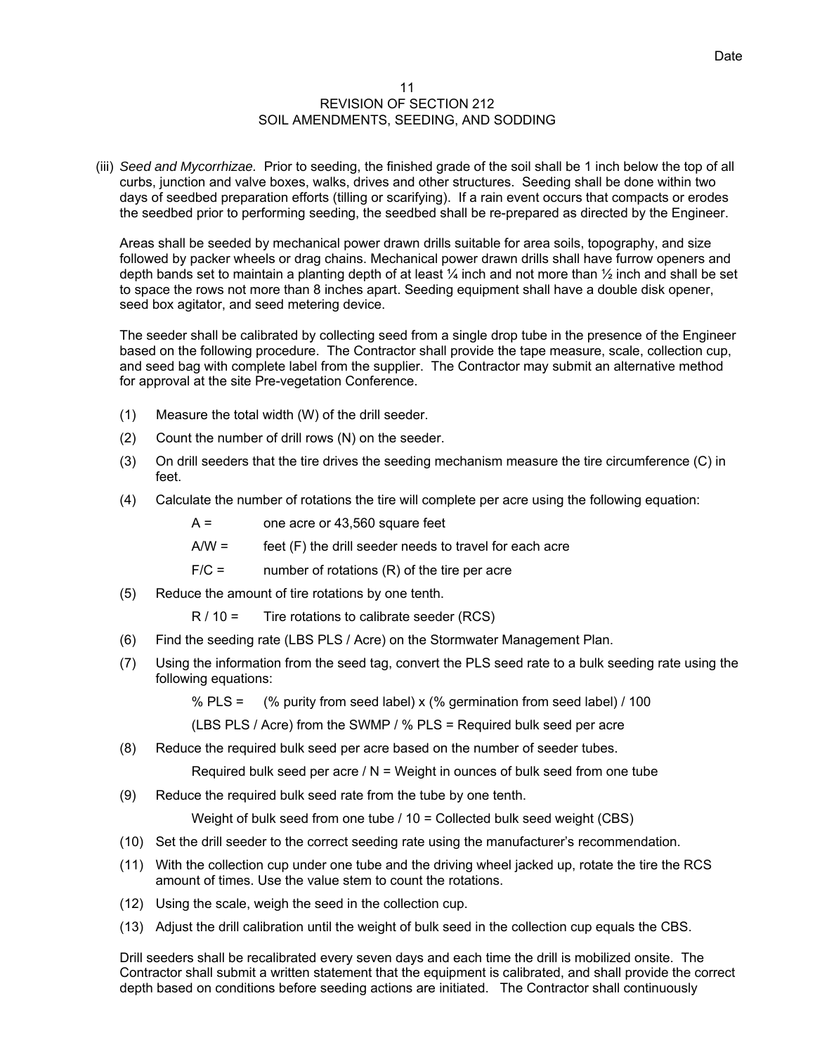## REVISION OF SECTION 212
## SOIL AMENDMENTS, SEEDING, AND SODDING

(iii) *Seed and Mycorrhizae.* Prior to seeding, the finished grade of the soil shall be 1 inch below the top of all curbs, junction and valve boxes, walks, drives and other structures. Seeding shall be done within two days of seedbed preparation efforts (tilling or scarifying). If a rain event occurs that compacts or erodes the seedbed prior to performing seeding, the seedbed shall be re-prepared as directed by the Engineer.

Areas shall be seeded by mechanical power drawn drills suitable for area soils, topography, and size followed by packer wheels or drag chains. Mechanical power drawn drills shall have furrow openers and depth bands set to maintain a planting depth of at least ¼ inch and not more than ½ inch and shall be set to space the rows not more than 8 inches apart. Seeding equipment shall have a double disk opener, seed box agitator, and seed metering device.

The seeder shall be calibrated by collecting seed from a single drop tube in the presence of the Engineer based on the following procedure. The Contractor shall provide the tape measure, scale, collection cup, and seed bag with complete label from the supplier. The Contractor may submit an alternative method for approval at the site Pre-vegetation Conference.

(1) Measure the total width (W) of the drill seeder.

(2) Count the number of drill rows (N) on the seeder.

(3) On drill seeders that the tire drives the seeding mechanism measure the tire circumference (C) in feet.

(4) Calculate the number of rotations the tire will complete per acre using the following equation:

A = one acre or 43,560 square feet

A/W = feet (F) the drill seeder needs to travel for each acre

F/C = number of rotations (R) of the tire per acre

(5) Reduce the amount of tire rotations by one tenth.

R / 10 = Tire rotations to calibrate seeder (RCS)

(6) Find the seeding rate (LBS PLS / Acre) on the Stormwater Management Plan.

(7) Using the information from the seed tag, convert the PLS seed rate to a bulk seeding rate using the following equations:

% PLS = (% purity from seed label) x (% germination from seed label) / 100

(LBS PLS / Acre) from the SWMP / % PLS = Required bulk seed per acre

(8) Reduce the required bulk seed per acre based on the number of seeder tubes.

Required bulk seed per acre / N = Weight in ounces of bulk seed from one tube

(9) Reduce the required bulk seed rate from the tube by one tenth.

Weight of bulk seed from one tube / 10 = Collected bulk seed weight (CBS)

(10) Set the drill seeder to the correct seeding rate using the manufacturer's recommendation.

(11) With the collection cup under one tube and the driving wheel jacked up, rotate the tire the RCS amount of times. Use the value stem to count the rotations.

(12) Using the scale, weigh the seed in the collection cup.

(13) Adjust the drill calibration until the weight of bulk seed in the collection cup equals the CBS.

Drill seeders shall be recalibrated every seven days and each time the drill is mobilized onsite. The Contractor shall submit a written statement that the equipment is calibrated, and shall provide the correct depth based on conditions before seeding actions are initiated. The Contractor shall continuously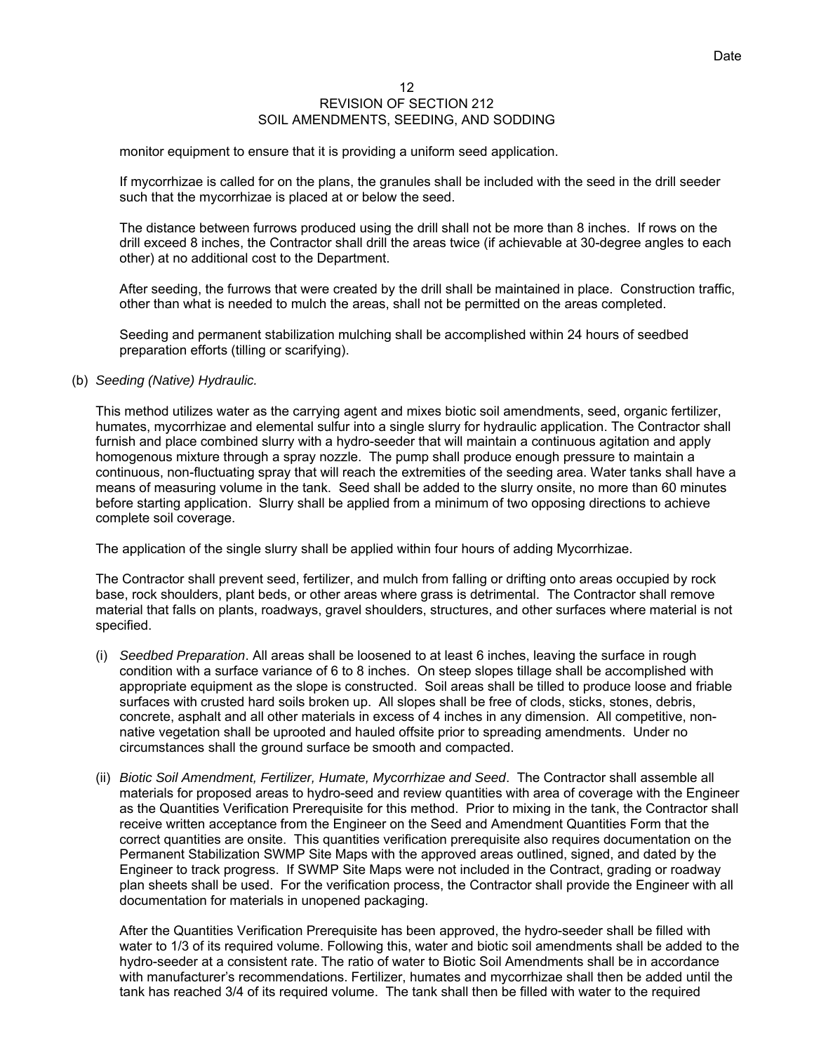monitor equipment to ensure that it is providing a uniform seed application.

If mycorrhizae is called for on the plans, the granules shall be included with the seed in the drill seeder such that the mycorrhizae is placed at or below the seed.

The distance between furrows produced using the drill shall not be more than 8 inches. If rows on the drill exceed 8 inches, the Contractor shall drill the areas twice (if achievable at 30-degree angles to each other) at no additional cost to the Department.

After seeding, the furrows that were created by the drill shall be maintained in place. Construction traffic, other than what is needed to mulch the areas, shall not be permitted on the areas completed.

Seeding and permanent stabilization mulching shall be accomplished within 24 hours of seedbed preparation efforts (tilling or scarifying).

(b) *Seeding (Native) Hydraulic.*

This method utilizes water as the carrying agent and mixes biotic soil amendments, seed, organic fertilizer, humates, mycorrhizae and elemental sulfur into a single slurry for hydraulic application. The Contractor shall furnish and place combined slurry with a hydro-seeder that will maintain a continuous agitation and apply homogenous mixture through a spray nozzle. The pump shall produce enough pressure to maintain a continuous, non-fluctuating spray that will reach the extremities of the seeding area. Water tanks shall have a means of measuring volume in the tank. Seed shall be added to the slurry onsite, no more than 60 minutes before starting application. Slurry shall be applied from a minimum of two opposing directions to achieve complete soil coverage.

The application of the single slurry shall be applied within four hours of adding Mycorrhizae.

The Contractor shall prevent seed, fertilizer, and mulch from falling or drifting onto areas occupied by rock base, rock shoulders, plant beds, or other areas where grass is detrimental. The Contractor shall remove material that falls on plants, roadways, gravel shoulders, structures, and other surfaces where material is not specified.

(i) *Seedbed Preparation*. All areas shall be loosened to at least 6 inches, leaving the surface in rough condition with a surface variance of 6 to 8 inches. On steep slopes tillage shall be accomplished with appropriate equipment as the slope is constructed. Soil areas shall be tilled to produce loose and friable surfaces with crusted hard soils broken up. All slopes shall be free of clods, sticks, stones, debris, concrete, asphalt and all other materials in excess of 4 inches in any dimension. All competitive, non-native vegetation shall be uprooted and hauled offsite prior to spreading amendments. Under no circumstances shall the ground surface be smooth and compacted.

(ii) *Biotic Soil Amendment, Fertilizer, Humate, Mycorrhizae and Seed*. The Contractor shall assemble all materials for proposed areas to hydro-seed and review quantities with area of coverage with the Engineer as the Quantities Verification Prerequisite for this method. Prior to mixing in the tank, the Contractor shall receive written acceptance from the Engineer on the Seed and Amendment Quantities Form that the correct quantities are onsite. This quantities verification prerequisite also requires documentation on the Permanent Stabilization SWMP Site Maps with the approved areas outlined, signed, and dated by the Engineer to track progress. If SWMP Site Maps were not included in the Contract, grading or roadway plan sheets shall be used. For the verification process, the Contractor shall provide the Engineer with all documentation for materials in unopened packaging.

After the Quantities Verification Prerequisite has been approved, the hydro-seeder shall be filled with water to 1/3 of its required volume. Following this, water and biotic soil amendments shall be added to the hydro-seeder at a consistent rate. The ratio of water to Biotic Soil Amendments shall be in accordance with manufacturer's recommendations. Fertilizer, humates and mycorrhizae shall then be added until the tank has reached 3/4 of its required volume. The tank shall then be filled with water to the required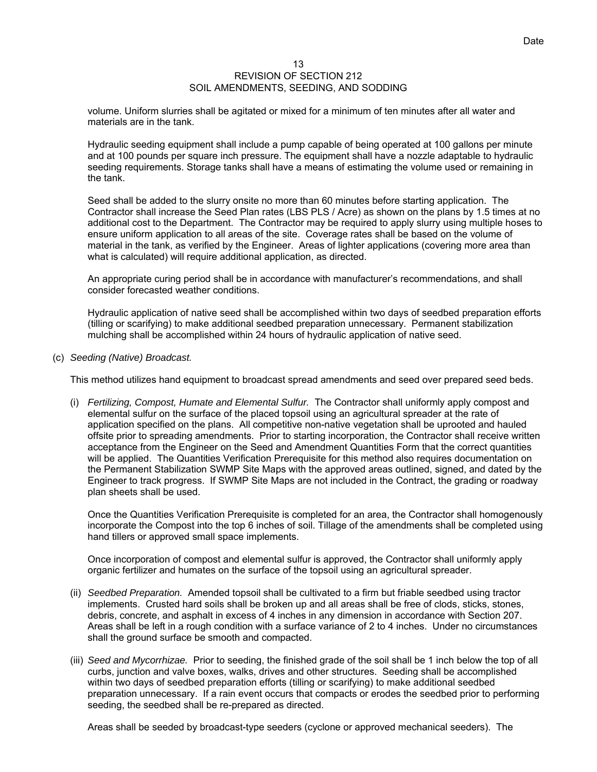volume. Uniform slurries shall be agitated or mixed for a minimum of ten minutes after all water and materials are in the tank.

Hydraulic seeding equipment shall include a pump capable of being operated at 100 gallons per minute and at 100 pounds per square inch pressure. The equipment shall have a nozzle adaptable to hydraulic seeding requirements. Storage tanks shall have a means of estimating the volume used or remaining in the tank.

Seed shall be added to the slurry onsite no more than 60 minutes before starting application. The Contractor shall increase the Seed Plan rates (LBS PLS / Acre) as shown on the plans by 1.5 times at no additional cost to the Department. The Contractor may be required to apply slurry using multiple hoses to ensure uniform application to all areas of the site. Coverage rates shall be based on the volume of material in the tank, as verified by the Engineer. Areas of lighter applications (covering more area than what is calculated) will require additional application, as directed.

An appropriate curing period shall be in accordance with manufacturer's recommendations, and shall consider forecasted weather conditions.

Hydraulic application of native seed shall be accomplished within two days of seedbed preparation efforts (tilling or scarifying) to make additional seedbed preparation unnecessary. Permanent stabilization mulching shall be accomplished within 24 hours of hydraulic application of native seed.

(c) *Seeding (Native) Broadcast.*

This method utilizes hand equipment to broadcast spread amendments and seed over prepared seed beds.

(i) *Fertilizing, Compost, Humate and Elemental Sulfur.* The Contractor shall uniformly apply compost and elemental sulfur on the surface of the placed topsoil using an agricultural spreader at the rate of application specified on the plans. All competitive non-native vegetation shall be uprooted and hauled offsite prior to spreading amendments. Prior to starting incorporation, the Contractor shall receive written acceptance from the Engineer on the Seed and Amendment Quantities Form that the correct quantities will be applied. The Quantities Verification Prerequisite for this method also requires documentation on the Permanent Stabilization SWMP Site Maps with the approved areas outlined, signed, and dated by the Engineer to track progress. If SWMP Site Maps are not included in the Contract, the grading or roadway plan sheets shall be used.

Once the Quantities Verification Prerequisite is completed for an area, the Contractor shall homogenously incorporate the Compost into the top 6 inches of soil. Tillage of the amendments shall be completed using hand tillers or approved small space implements.

Once incorporation of compost and elemental sulfur is approved, the Contractor shall uniformly apply organic fertilizer and humates on the surface of the topsoil using an agricultural spreader.

(ii) *Seedbed Preparation.* Amended topsoil shall be cultivated to a firm but friable seedbed using tractor implements. Crusted hard soils shall be broken up and all areas shall be free of clods, sticks, stones, debris, concrete, and asphalt in excess of 4 inches in any dimension in accordance with Section 207. Areas shall be left in a rough condition with a surface variance of 2 to 4 inches. Under no circumstances shall the ground surface be smooth and compacted.

(iii) *Seed and Mycorrhizae.* Prior to seeding, the finished grade of the soil shall be 1 inch below the top of all curbs, junction and valve boxes, walks, drives and other structures. Seeding shall be accomplished within two days of seedbed preparation efforts (tilling or scarifying) to make additional seedbed preparation unnecessary. If a rain event occurs that compacts or erodes the seedbed prior to performing seeding, the seedbed shall be re-prepared as directed.

Areas shall be seeded by broadcast-type seeders (cyclone or approved mechanical seeders). The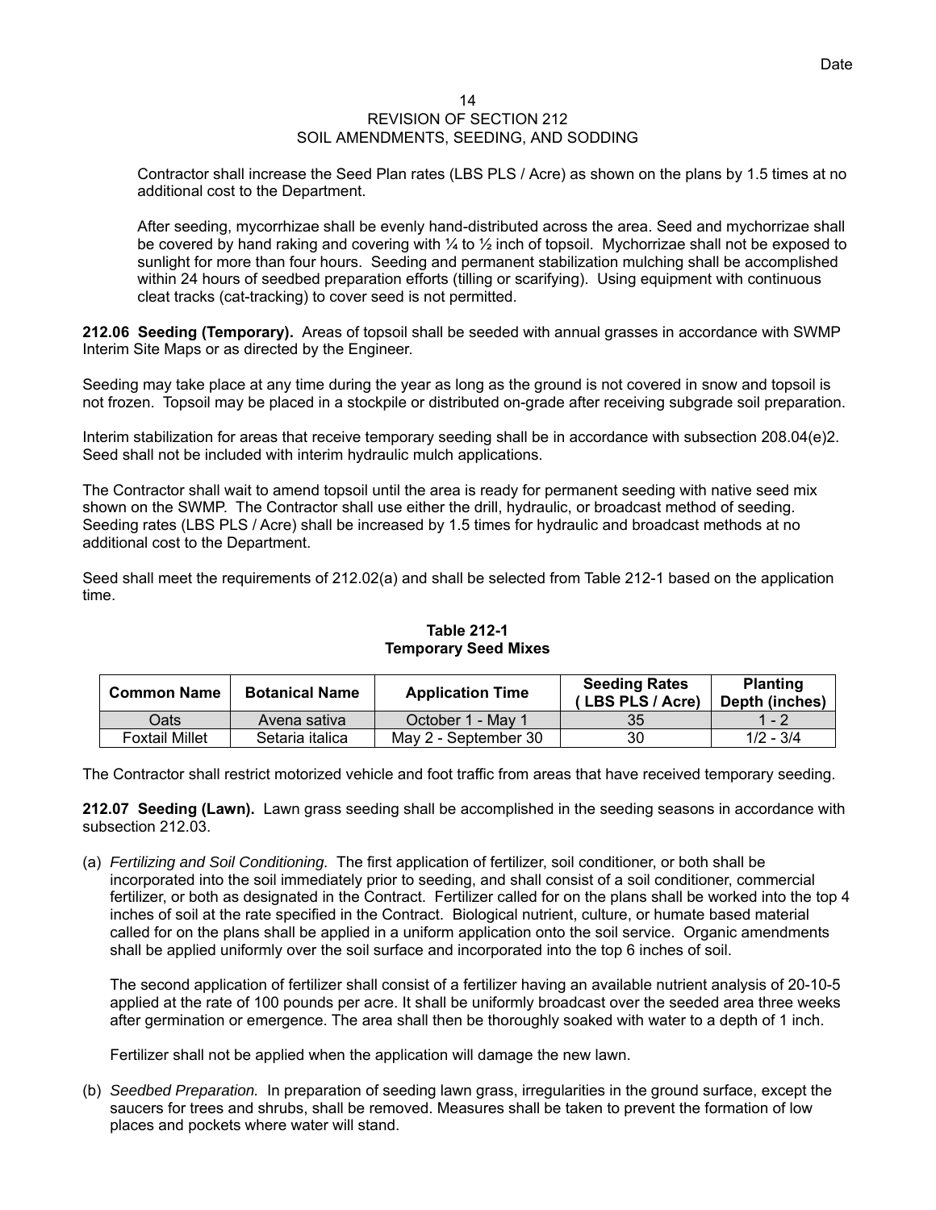REVISION OF SECTION 212
SOIL AMENDMENTS, SEEDING, AND SODDING

Contractor shall increase the Seed Plan rates (LBS PLS / Acre) as shown on the plans by 1.5 times at no additional cost to the Department.

After seeding, mycorrhizae shall be evenly hand-distributed across the area. Seed and mychorrizae shall be covered by hand raking and covering with ¼ to ½ inch of topsoil. Mychorrizae shall not be exposed to sunlight for more than four hours. Seeding and permanent stabilization mulching shall be accomplished within 24 hours of seedbed preparation efforts (tilling or scarifying). Using equipment with continuous cleat tracks (cat-tracking) to cover seed is not permitted.

**212.06 Seeding (Temporary).** Areas of topsoil shall be seeded with annual grasses in accordance with SWMP Interim Site Maps or as directed by the Engineer.

Seeding may take place at any time during the year as long as the ground is not covered in snow and topsoil is not frozen. Topsoil may be placed in a stockpile or distributed on-grade after receiving subgrade soil preparation.

Interim stabilization for areas that receive temporary seeding shall be in accordance with subsection 208.04(e)2. Seed shall not be included with interim hydraulic mulch applications.

The Contractor shall wait to amend topsoil until the area is ready for permanent seeding with native seed mix shown on the SWMP. The Contractor shall use either the drill, hydraulic, or broadcast method of seeding. Seeding rates (LBS PLS / Acre) shall be increased by 1.5 times for hydraulic and broadcast methods at no additional cost to the Department.

Seed shall meet the requirements of 212.02(a) and shall be selected from Table 212-1 based on the application time.

**Table 212-1**
**Temporary Seed Mixes**

| Common Name | Botanical Name | Application Time | Seeding Rates ( LBS PLS / Acre) | Planting Depth (inches) |
|---|---|---|---|---|
| Oats | Avena sativa | October 1 - May 1 | 35 | 1 - 2 |
| Foxtail Millet | Setaria italica | May 2 - September 30 | 30 | 1/2 - 3/4 |

The Contractor shall restrict motorized vehicle and foot traffic from areas that have received temporary seeding.

**212.07 Seeding (Lawn).** Lawn grass seeding shall be accomplished in the seeding seasons in accordance with subsection 212.03.

(a) *Fertilizing and Soil Conditioning.* The first application of fertilizer, soil conditioner, or both shall be incorporated into the soil immediately prior to seeding, and shall consist of a soil conditioner, commercial fertilizer, or both as designated in the Contract. Fertilizer called for on the plans shall be worked into the top 4 inches of soil at the rate specified in the Contract. Biological nutrient, culture, or humate based material called for on the plans shall be applied in a uniform application onto the soil service. Organic amendments shall be applied uniformly over the soil surface and incorporated into the top 6 inches of soil.

   The second application of fertilizer shall consist of a fertilizer having an available nutrient analysis of 20-10-5 applied at the rate of 100 pounds per acre. It shall be uniformly broadcast over the seeded area three weeks after germination or emergence. The area shall then be thoroughly soaked with water to a depth of 1 inch.

   Fertilizer shall not be applied when the application will damage the new lawn.

(b) *Seedbed Preparation.* In preparation of seeding lawn grass, irregularities in the ground surface, except the saucers for trees and shrubs, shall be removed. Measures shall be taken to prevent the formation of low places and pockets where water will stand.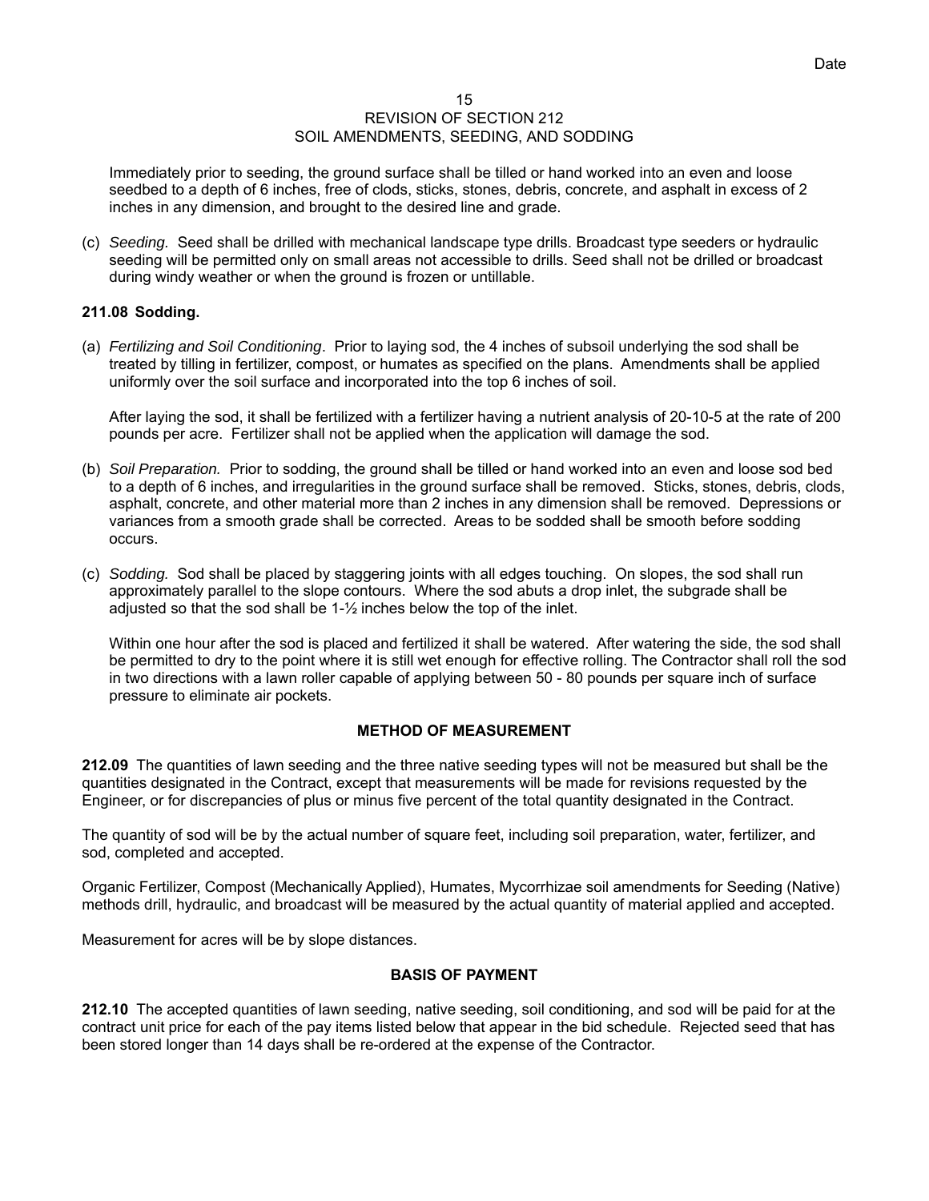Immediately prior to seeding, the ground surface shall be tilled or hand worked into an even and loose seedbed to a depth of 6 inches, free of clods, sticks, stones, debris, concrete, and asphalt in excess of 2 inches in any dimension, and brought to the desired line and grade.

(c) *Seeding.* Seed shall be drilled with mechanical landscape type drills. Broadcast type seeders or hydraulic seeding will be permitted only on small areas not accessible to drills. Seed shall not be drilled or broadcast during windy weather or when the ground is frozen or untillable.

**211.08 Sodding.**

(a) *Fertilizing and Soil Conditioning*. Prior to laying sod, the 4 inches of subsoil underlying the sod shall be treated by tilling in fertilizer, compost, or humates as specified on the plans. Amendments shall be applied uniformly over the soil surface and incorporated into the top 6 inches of soil.

After laying the sod, it shall be fertilized with a fertilizer having a nutrient analysis of 20-10-5 at the rate of 200 pounds per acre. Fertilizer shall not be applied when the application will damage the sod.

(b) *Soil Preparation.* Prior to sodding, the ground shall be tilled or hand worked into an even and loose sod bed to a depth of 6 inches, and irregularities in the ground surface shall be removed. Sticks, stones, debris, clods, asphalt, concrete, and other material more than 2 inches in any dimension shall be removed. Depressions or variances from a smooth grade shall be corrected. Areas to be sodded shall be smooth before sodding occurs.

(c) *Sodding.* Sod shall be placed by staggering joints with all edges touching. On slopes, the sod shall run approximately parallel to the slope contours. Where the sod abuts a drop inlet, the subgrade shall be adjusted so that the sod shall be 1-½ inches below the top of the inlet.

Within one hour after the sod is placed and fertilized it shall be watered. After watering the side, the sod shall be permitted to dry to the point where it is still wet enough for effective rolling. The Contractor shall roll the sod in two directions with a lawn roller capable of applying between 50 - 80 pounds per square inch of surface pressure to eliminate air pockets.

### METHOD OF MEASUREMENT

**212.09** The quantities of lawn seeding and the three native seeding types will not be measured but shall be the quantities designated in the Contract, except that measurements will be made for revisions requested by the Engineer, or for discrepancies of plus or minus five percent of the total quantity designated in the Contract.

The quantity of sod will be by the actual number of square feet, including soil preparation, water, fertilizer, and sod, completed and accepted.

Organic Fertilizer, Compost (Mechanically Applied), Humates, Mycorrhizae soil amendments for Seeding (Native) methods drill, hydraulic, and broadcast will be measured by the actual quantity of material applied and accepted.

Measurement for acres will be by slope distances.

### BASIS OF PAYMENT

**212.10** The accepted quantities of lawn seeding, native seeding, soil conditioning, and sod will be paid for at the contract unit price for each of the pay items listed below that appear in the bid schedule. Rejected seed that has been stored longer than 14 days shall be re-ordered at the expense of the Contractor.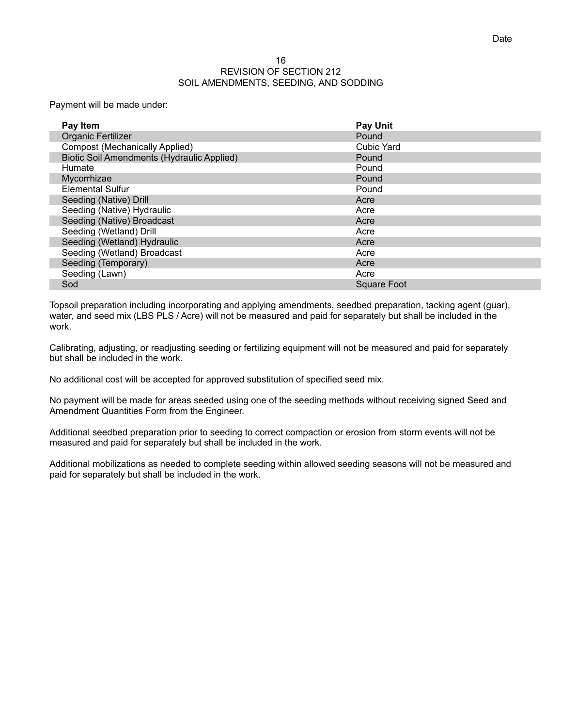# REVISION OF SECTION 212
## SOIL AMENDMENTS, SEEDING, AND SODDING

Payment will be made under:

| Pay Item | Pay Unit |
|---|---|
| Organic Fertilizer | Pound |
| Compost (Mechanically Applied) | Cubic Yard |
| Biotic Soil Amendments (Hydraulic Applied) | Pound |
| Humate | Pound |
| Mycorrhizae | Pound |
| Elemental Sulfur | Pound |
| Seeding (Native) Drill | Acre |
| Seeding (Native) Hydraulic | Acre |
| Seeding (Native) Broadcast | Acre |
| Seeding (Wetland) Drill | Acre |
| Seeding (Wetland) Hydraulic | Acre |
| Seeding (Wetland) Broadcast | Acre |
| Seeding (Temporary) | Acre |
| Seeding (Lawn) | Acre |
| Sod | Square Foot |

Topsoil preparation including incorporating and applying amendments, seedbed preparation, tacking agent (guar), water, and seed mix (LBS PLS / Acre) will not be measured and paid for separately but shall be included in the work.

Calibrating, adjusting, or readjusting seeding or fertilizing equipment will not be measured and paid for separately but shall be included in the work.

No additional cost will be accepted for approved substitution of specified seed mix.

No payment will be made for areas seeded using one of the seeding methods without receiving signed Seed and Amendment Quantities Form from the Engineer.

Additional seedbed preparation prior to seeding to correct compaction or erosion from storm events will not be measured and paid for separately but shall be included in the work.

Additional mobilizations as needed to complete seeding within allowed seeding seasons will not be measured and paid for separately but shall be included in the work.